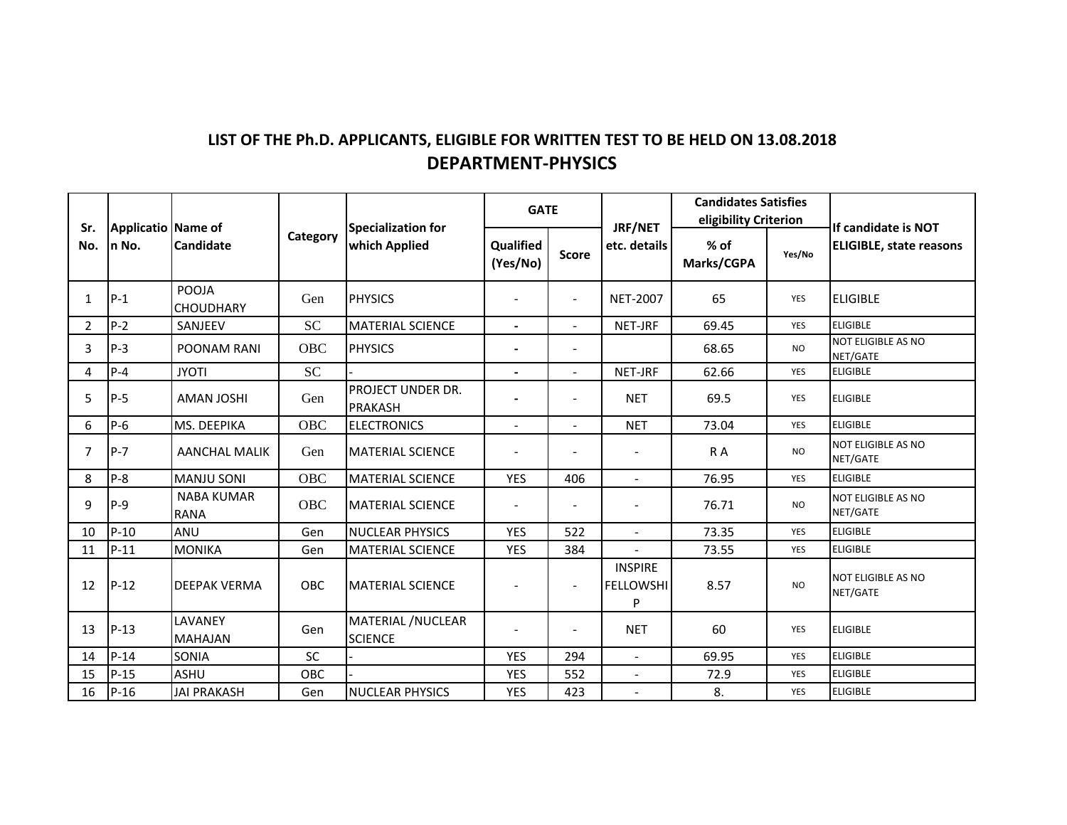## LIST OF THE Ph.D. APPLICANTS, ELIGIBLE FOR WRITTEN TEST TO BE HELD ON 13.08.2018

## DEPARTMENT-PHYSICS

| Sr. No. | Application No. | Name of Candidate | Category | Specialization for which Applied | GATE | | JRF/NET etc. details | Candidates Satisfies eligibility Criterion | | If candidate is NOT ELIGIBLE, state reasons |
|---|---|---|---|---|---|---|---|---|---|---|
| | | | | | Qualified (Yes/No) | Score | | % of Marks/CGPA | Yes/No | |
| 1 | P-1 | POOJA CHOUDHARY | Gen | PHYSICS | - | - | NET-2007 | 65 | YES | ELIGIBLE |
| 2 | P-2 | SANJEEV | SC | MATERIAL SCIENCE | - | - | NET-JRF | 69.45 | YES | ELIGIBLE |
| 3 | P-3 | POONAM RANI | OBC | PHYSICS | - | - | | 68.65 | NO | NOT ELIGIBLE AS NO NET/GATE |
| 4 | P-4 | JYOTI | SC | - | - | - | NET-JRF | 62.66 | YES | ELIGIBLE |
| 5 | P-5 | AMAN JOSHI | Gen | PROJECT UNDER DR. PRAKASH | - | - | NET | 69.5 | YES | ELIGIBLE |
| 6 | P-6 | MS. DEEPIKA | OBC | ELECTRONICS | - | - | NET | 73.04 | YES | ELIGIBLE |
| 7 | P-7 | AANCHAL MALIK | Gen | MATERIAL SCIENCE | - | - | - | R A | NO | NOT ELIGIBLE AS NO NET/GATE |
| 8 | P-8 | MANJU SONI | OBC | MATERIAL SCIENCE | YES | 406 | - | 76.95 | YES | ELIGIBLE |
| 9 | P-9 | NABA KUMAR RANA | OBC | MATERIAL SCIENCE | - | - | - | 76.71 | NO | NOT ELIGIBLE AS NO NET/GATE |
| 10 | P-10 | ANU | Gen | NUCLEAR PHYSICS | YES | 522 | - | 73.35 | YES | ELIGIBLE |
| 11 | P-11 | MONIKA | Gen | MATERIAL SCIENCE | YES | 384 | - | 73.55 | YES | ELIGIBLE |
| 12 | P-12 | DEEPAK VERMA | OBC | MATERIAL SCIENCE | - | - | INSPIRE FELLOWSHIP | 8.57 | NO | NOT ELIGIBLE AS NO NET/GATE |
| 13 | P-13 | LAVANEY MAHAJAN | Gen | MATERIAL /NUCLEAR SCIENCE | - | - | NET | 60 | YES | ELIGIBLE |
| 14 | P-14 | SONIA | SC | - | YES | 294 | - | 69.95 | YES | ELIGIBLE |
| 15 | P-15 | ASHU | OBC | - | YES | 552 | - | 72.9 | YES | ELIGIBLE |
| 16 | P-16 | JAI PRAKASH | Gen | NUCLEAR PHYSICS | YES | 423 | - | 8. | YES | ELIGIBLE |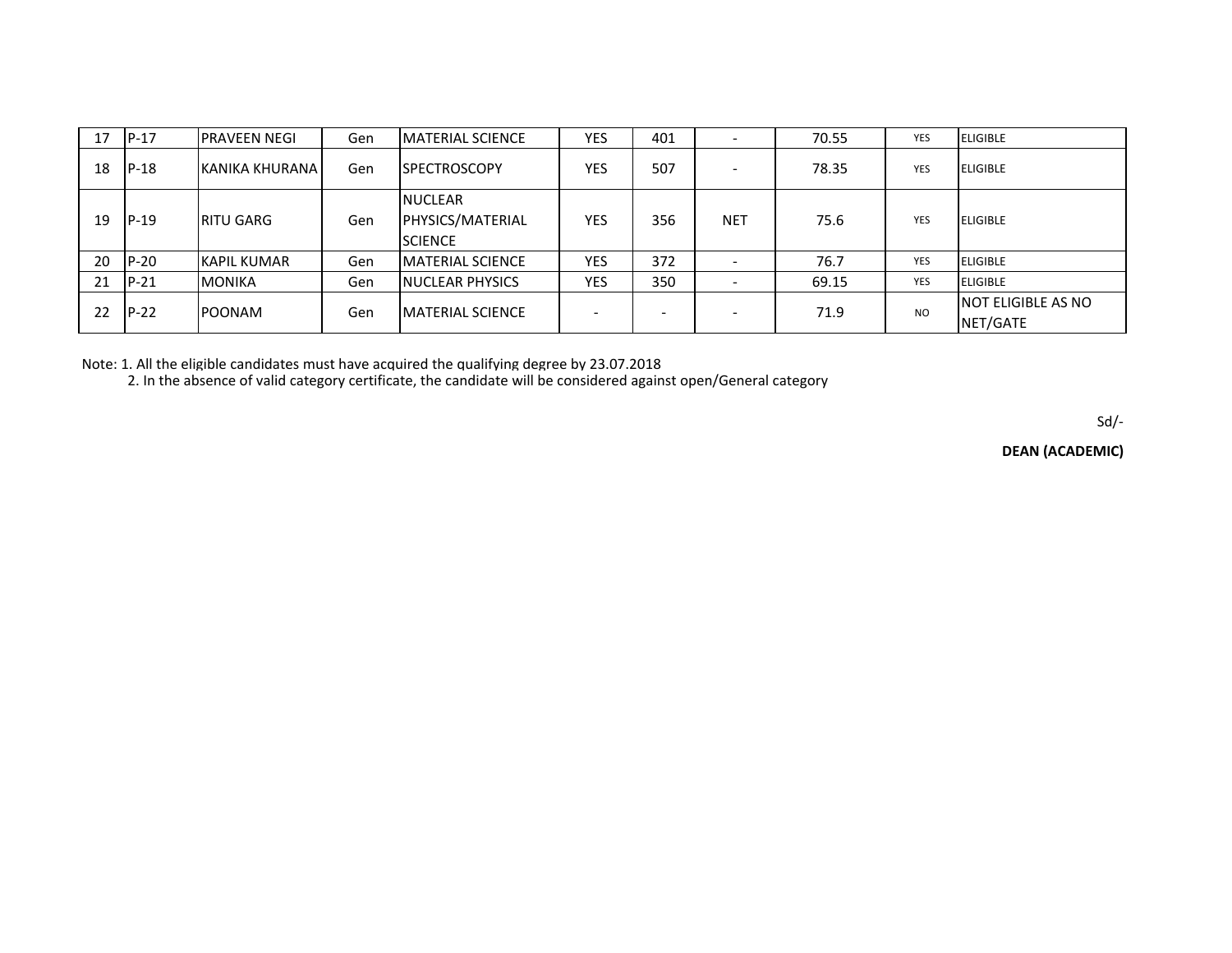| | | | | | | | | | | |
|---|---|---|---|---|---|---|---|---|---|---|
| 17 | P-17 | PRAVEEN NEGI | Gen | MATERIAL SCIENCE | YES | 401 | - | 70.55 | YES | ELIGIBLE |
| 18 | P-18 | KANIKA KHURANA | Gen | SPECTROSCOPY | YES | 507 | - | 78.35 | YES | ELIGIBLE |
| 19 | P-19 | RITU GARG | Gen | NUCLEAR PHYSICS/MATERIAL SCIENCE | YES | 356 | NET | 75.6 | YES | ELIGIBLE |
| 20 | P-20 | KAPIL KUMAR | Gen | MATERIAL SCIENCE | YES | 372 | - | 76.7 | YES | ELIGIBLE |
| 21 | P-21 | MONIKA | Gen | NUCLEAR PHYSICS | YES | 350 | - | 69.15 | YES | ELIGIBLE |
| 22 | P-22 | POONAM | Gen | MATERIAL SCIENCE | - | - | - | 71.9 | NO | NOT ELIGIBLE AS NO NET/GATE |

Note: 1. All the eligible candidates must have acquired the qualifying degree by 23.07.2018

2. In the absence of valid category certificate, the candidate will be considered against open/General category

Sd/-

**DEAN (ACADEMIC)**